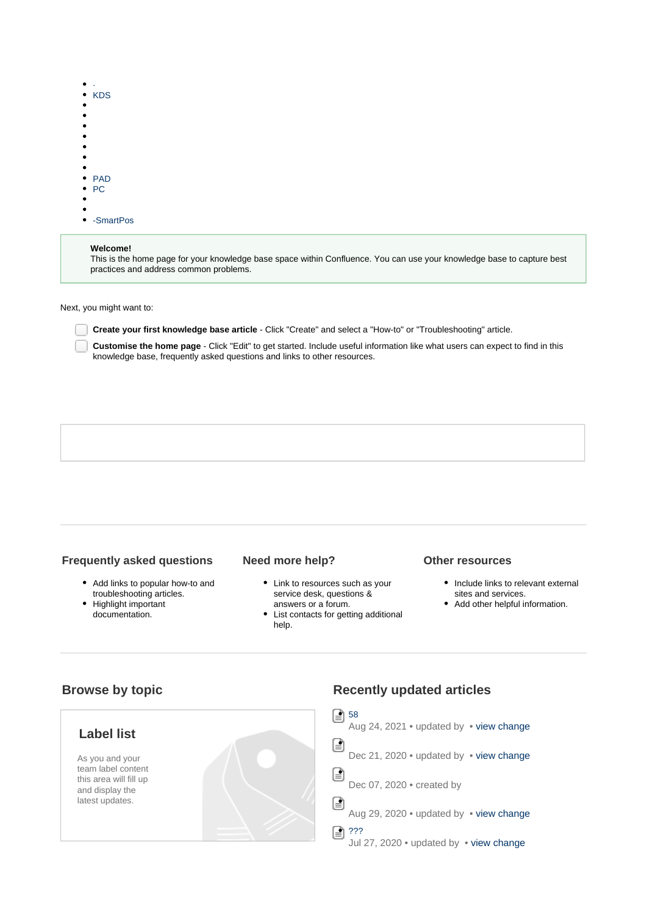- .
- KDS
-
-
-
-
-
-
-
- PAD
- PC
-
-
- -SmartPos

**Welcome!**
This is the home page for your knowledge base space within Confluence. You can use your knowledge base to capture best practices and address common problems.

Next, you might want to:

- [ ] **Create your first knowledge base article** - Click "Create" and select a "How-to" or "Troubleshooting" article.
- [ ] **Customise the home page** - Click "Edit" to get started. Include useful information like what users can expect to find in this knowledge base, frequently asked questions and links to other resources.

---

### Frequently asked questions

- Add links to popular how-to and troubleshooting articles.
- Highlight important documentation.

### Need more help?

- Link to resources such as your service desk, questions & answers or a forum.
- List contacts for getting additional help.

### Other resources

- Include links to relevant external sites and services.
- Add other helpful information.

---

## Browse by topic

### Label list

As you and your team label content this area will fill up and display the latest updates.

## Recently updated articles

58
Aug 24, 2021 • updated by • view change

Dec 21, 2020 • updated by • view change

Dec 07, 2020 • created by

Aug 29, 2020 • updated by • view change

???
Jul 27, 2020 • updated by • view change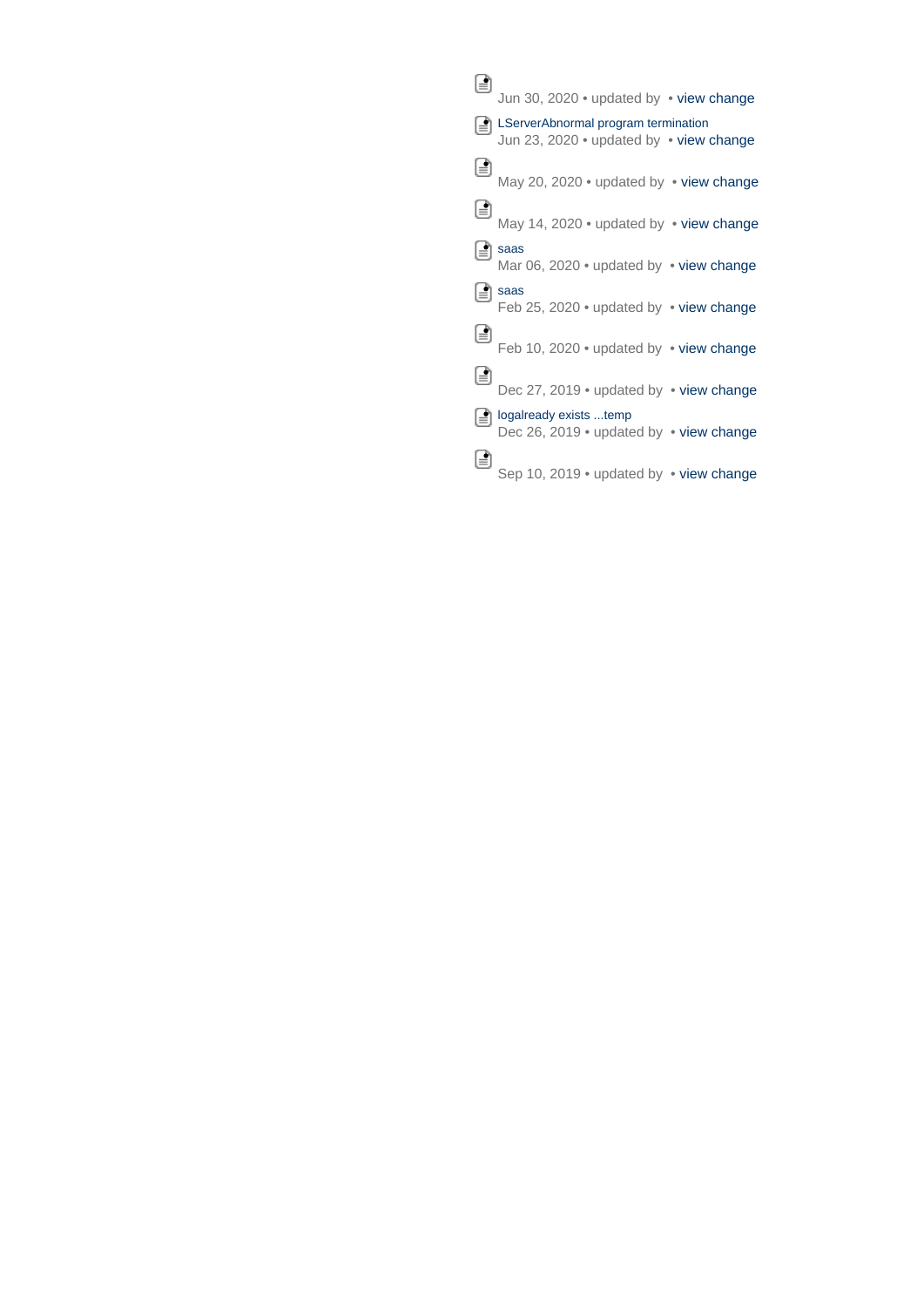Jun 30, 2020 • updated by • view change

LServerAbnormal program termination
Jun 23, 2020 • updated by • view change

May 20, 2020 • updated by • view change

May 14, 2020 • updated by • view change

saas
Mar 06, 2020 • updated by • view change

saas
Feb 25, 2020 • updated by • view change

Feb 10, 2020 • updated by • view change

Dec 27, 2019 • updated by • view change

logalready exists ...temp
Dec 26, 2019 • updated by • view change

Sep 10, 2019 • updated by • view change